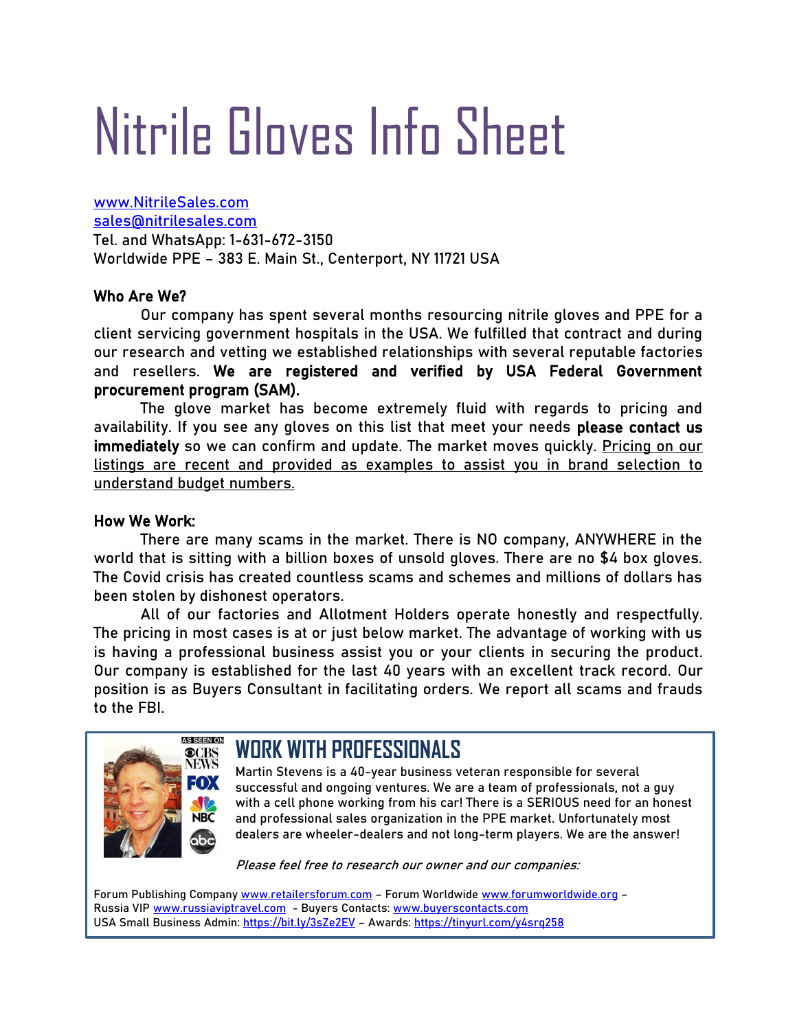# Nitrile Gloves Info Sheet

www.NitrileSales.com
sales@nitrilesales.com
Tel. and WhatsApp: 1-631-672-3150
Worldwide PPE – 383 E. Main St., Centerport, NY 11721 USA

**Who Are We?**

Our company has spent several months resourcing nitrile gloves and PPE for a client servicing government hospitals in the USA. We fulfilled that contract and during our research and vetting we established relationships with several reputable factories and resellers. **We are registered and verified by USA Federal Government procurement program (SAM).**

The glove market has become extremely fluid with regards to pricing and availability. If you see any gloves on this list that meet your needs **please contact us immediately** so we can confirm and update. The market moves quickly. Pricing on our listings are recent and provided as examples to assist you in brand selection to understand budget numbers.

**How We Work:**

There are many scams in the market. There is NO company, ANYWHERE in the world that is sitting with a billion boxes of unsold gloves. There are no $4 box gloves. The Covid crisis has created countless scams and schemes and millions of dollars has been stolen by dishonest operators.

All of our factories and Allotment Holders operate honestly and respectfully. The pricing in most cases is at or just below market. The advantage of working with us is having a professional business assist you or your clients in securing the product. Our company is established for the last 40 years with an excellent track record. Our position is as Buyers Consultant in facilitating orders. We report all scams and frauds to the FBI.

AS SEEN ON CBS NEWS FOX NBC abc

## WORK WITH PROFESSIONALS

Martin Stevens is a 40-year business veteran responsible for several successful and ongoing ventures. We are a team of professionals, not a guy with a cell phone working from his car! There is a SERIOUS need for an honest and professional sales organization in the PPE market. Unfortunately most dealers are wheeler-dealers and not long-term players. We are the answer!

*Please feel free to research our owner and our companies:*

Forum Publishing Company www.retailersforum.com – Forum Worldwide www.forumworldwide.org – Russia VIP www.russiaviptravel.com - Buyers Contacts: www.buyerscontacts.com
USA Small Business Admin: https://bit.ly/3sZe2EV – Awards: https://tinyurl.com/y4srq258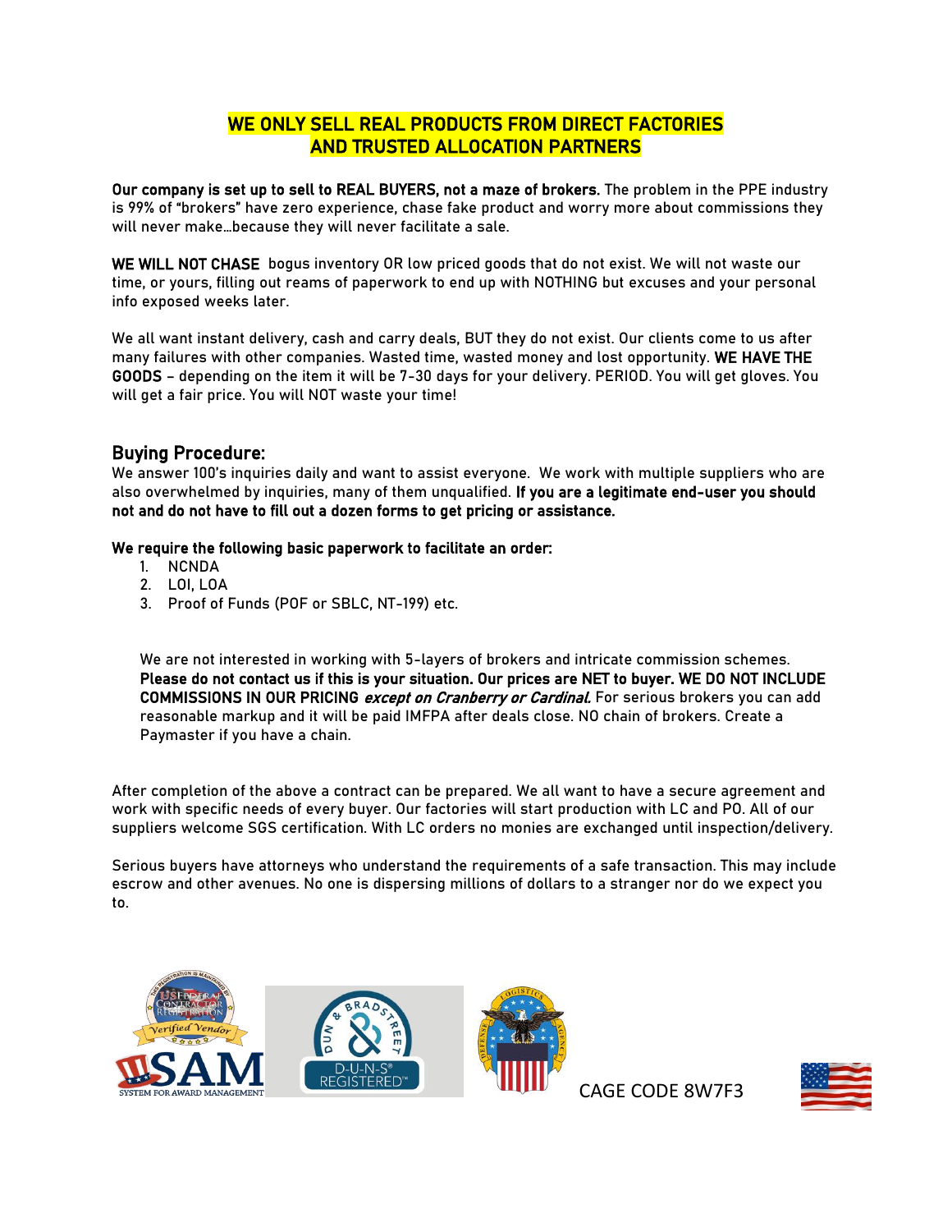## WE ONLY SELL REAL PRODUCTS FROM DIRECT FACTORIES AND TRUSTED ALLOCATION PARTNERS

**Our company is set up to sell to REAL BUYERS, not a maze of brokers.** The problem in the PPE industry is 99% of "brokers" have zero experience, chase fake product and worry more about commissions they will never make…because they will never facilitate a sale.

**WE WILL NOT CHASE** bogus inventory OR low priced goods that do not exist. We will not waste our time, or yours, filling out reams of paperwork to end up with NOTHING but excuses and your personal info exposed weeks later.

We all want instant delivery, cash and carry deals, BUT they do not exist. Our clients come to us after many failures with other companies. Wasted time, wasted money and lost opportunity. **WE HAVE THE GOODS** – depending on the item it will be 7-30 days for your delivery. PERIOD. You will get gloves. You will get a fair price. You will NOT waste your time!

### Buying Procedure:

We answer 100's inquiries daily and want to assist everyone. We work with multiple suppliers who are also overwhelmed by inquiries, many of them unqualified. **If you are a legitimate end-user you should not and do not have to fill out a dozen forms to get pricing or assistance.**

**We require the following basic paperwork to facilitate an order:**

1. NCNDA
2. LOI, LOA
3. Proof of Funds (POF or SBLC, NT-199) etc.

We are not interested in working with 5-layers of brokers and intricate commission schemes. **Please do not contact us if this is your situation. Our prices are NET to buyer. WE DO NOT INCLUDE COMMISSIONS IN OUR PRICING** ***except on Cranberry or Cardinal.*** For serious brokers you can add reasonable markup and it will be paid IMFPA after deals close. NO chain of brokers. Create a Paymaster if you have a chain.

After completion of the above a contract can be prepared. We all want to have a secure agreement and work with specific needs of every buyer. Our factories will start production with LC and PO. All of our suppliers welcome SGS certification. With LC orders no monies are exchanged until inspection/delivery.

Serious buyers have attorneys who understand the requirements of a safe transaction. This may include escrow and other avenues. No one is dispersing millions of dollars to a stranger nor do we expect you to.

CAGE CODE 8W7F3